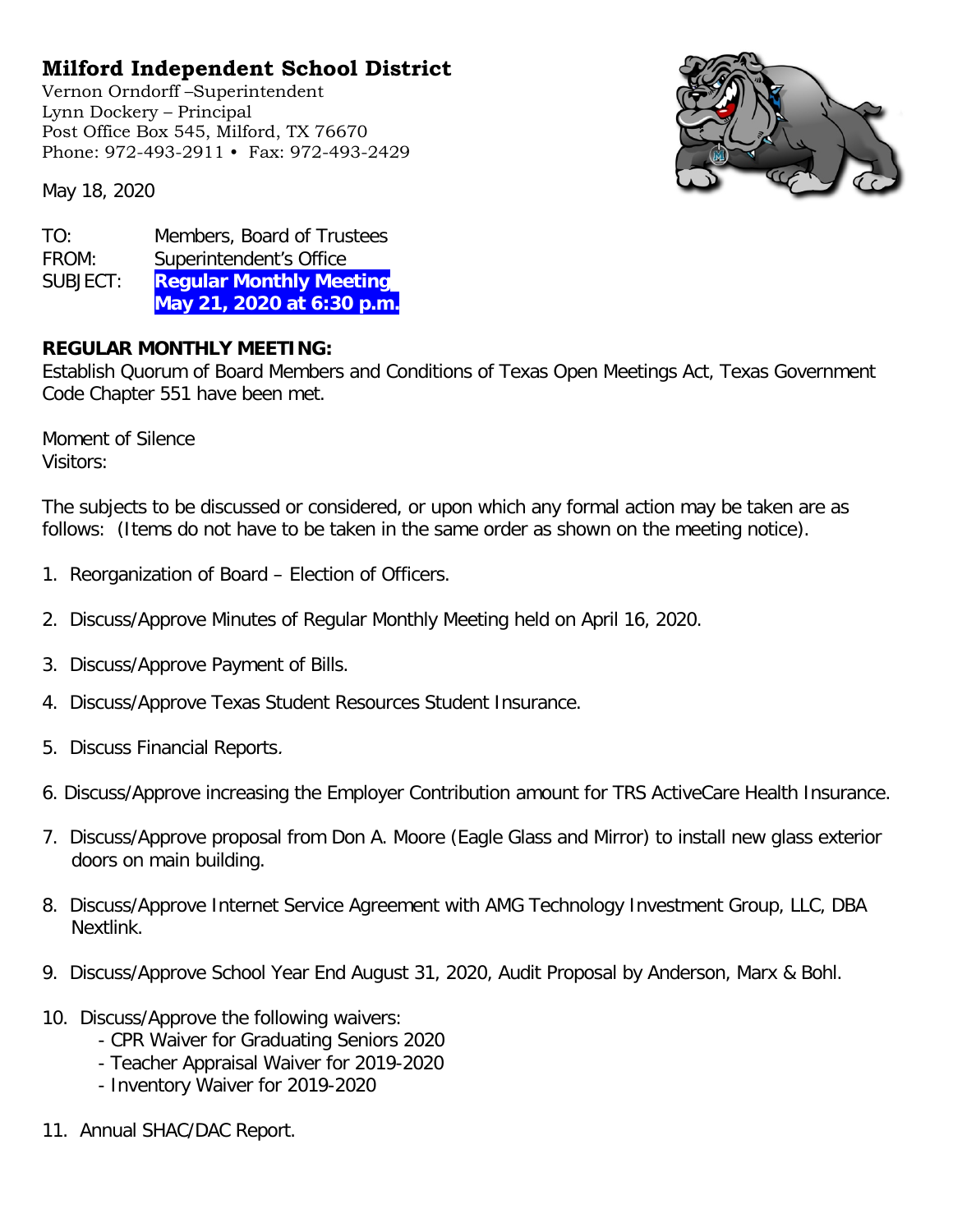# Milford Independent School District

Vernon Orndorff –Superintendent
Lynn Dockery – Principal
Post Office Box 545, Milford, TX 76670
Phone: 972-493-2911 • Fax: 972-493-2429

May 18, 2020

TO: Members, Board of Trustees
FROM: Superintendent's Office
SUBJECT: **Regular Monthly Meeting May 21, 2020 at 6:30 p.m.**

**REGULAR MONTHLY MEETING:**
Establish Quorum of Board Members and Conditions of Texas Open Meetings Act, Texas Government Code Chapter 551 have been met.

Moment of Silence
Visitors:

The subjects to be discussed or considered, or upon which any formal action may be taken are as follows: (Items do not have to be taken in the same order as shown on the meeting notice).

1. Reorganization of Board – Election of Officers.

2. Discuss/Approve Minutes of Regular Monthly Meeting held on April 16, 2020.

3. Discuss/Approve Payment of Bills.

4. Discuss/Approve Texas Student Resources Student Insurance.

5. Discuss Financial Reports.

6. Discuss/Approve increasing the Employer Contribution amount for TRS ActiveCare Health Insurance.

7. Discuss/Approve proposal from Don A. Moore (Eagle Glass and Mirror) to install new glass exterior doors on main building.

8. Discuss/Approve Internet Service Agreement with AMG Technology Investment Group, LLC, DBA Nextlink.

9. Discuss/Approve School Year End August 31, 2020, Audit Proposal by Anderson, Marx & Bohl.

10. Discuss/Approve the following waivers:
    - CPR Waiver for Graduating Seniors 2020
    - Teacher Appraisal Waiver for 2019-2020
    - Inventory Waiver for 2019-2020

11. Annual SHAC/DAC Report.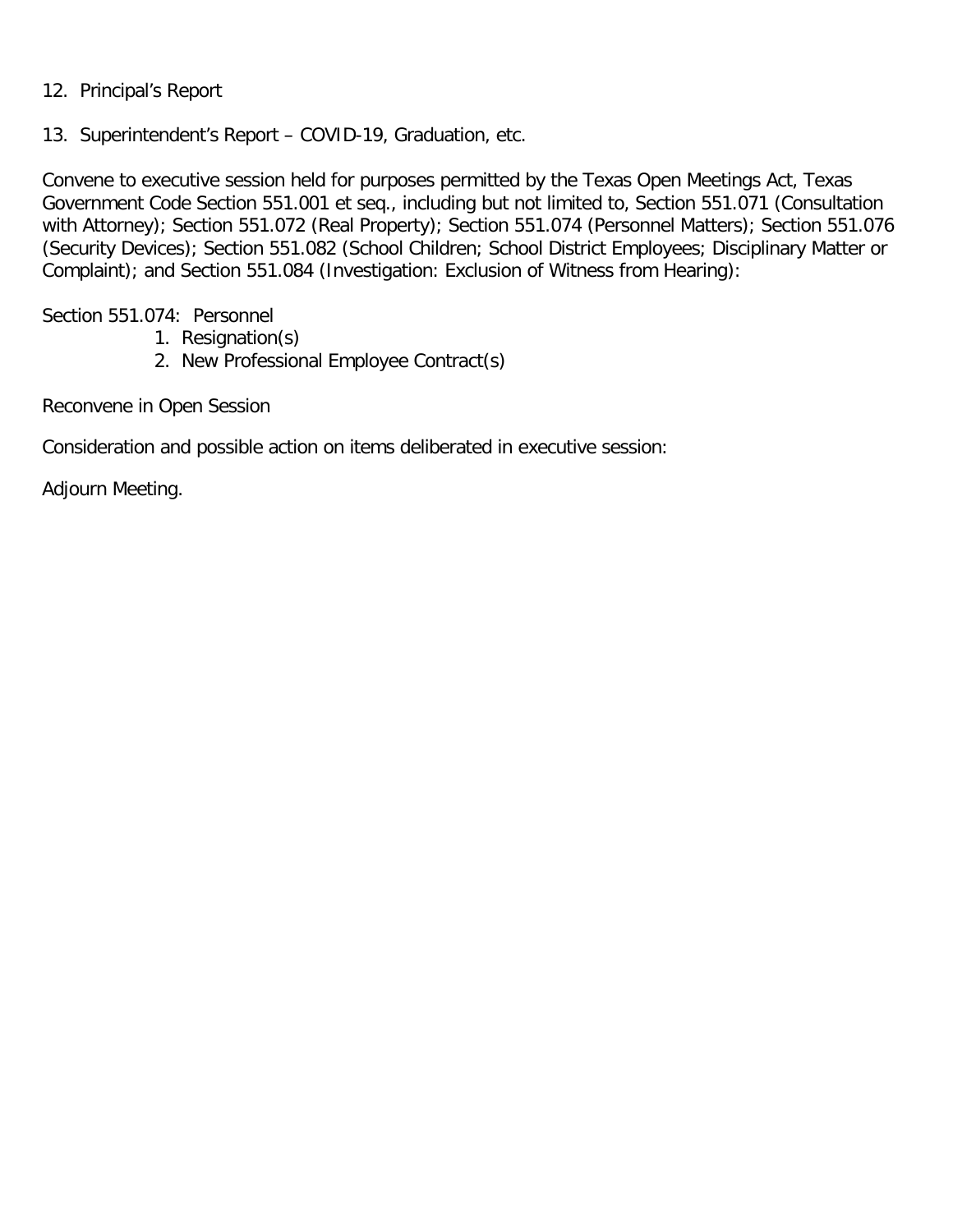12. Principal's Report

13. Superintendent's Report – COVID-19, Graduation, etc.

Convene to executive session held for purposes permitted by the Texas Open Meetings Act, Texas Government Code Section 551.001 et seq., including but not limited to, Section 551.071 (Consultation with Attorney); Section 551.072 (Real Property); Section 551.074 (Personnel Matters); Section 551.076 (Security Devices); Section 551.082 (School Children; School District Employees; Disciplinary Matter or Complaint); and Section 551.084 (Investigation: Exclusion of Witness from Hearing):

Section 551.074: Personnel

1. Resignation(s)
2. New Professional Employee Contract(s)

Reconvene in Open Session

Consideration and possible action on items deliberated in executive session:

Adjourn Meeting.